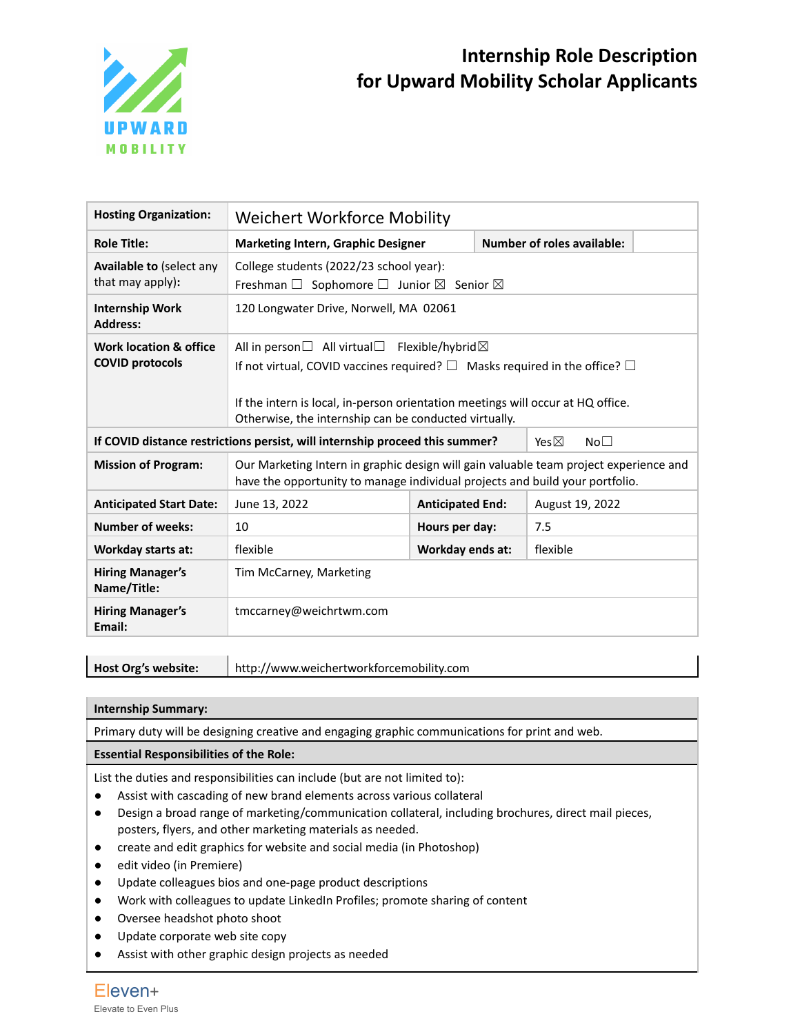# Internship Role Description for Upward Mobility Scholar Applicants

| | | | |
|---|---|---|---|
| **Hosting Organization:** | Weichert Workforce Mobility | | |
| **Role Title:** | **Marketing Intern, Graphic Designer** | **Number of roles available:** | |
| **Available to** (select any that may apply): | College students (2022/23 school year): Freshman ☐ Sophomore ☐ Junior ☒ Senior ☒ | | |
| **Internship Work Address:** | 120 Longwater Drive, Norwell, MA 02061 | | |
| **Work location & office COVID protocols** | All in person☐ All virtual☐ Flexible/hybrid☒ If not virtual, COVID vaccines required? ☐ Masks required in the office? ☐ If the intern is local, in-person orientation meetings will occur at HQ office. Otherwise, the internship can be conducted virtually. | | |
| **If COVID distance restrictions persist, will internship proceed this summer?** | | Yes☒ No☐ | |
| **Mission of Program:** | Our Marketing Intern in graphic design will gain valuable team project experience and have the opportunity to manage individual projects and build your portfolio. | | |
| **Anticipated Start Date:** | June 13, 2022 | **Anticipated End:** | August 19, 2022 |
| **Number of weeks:** | 10 | **Hours per day:** | 7.5 |
| **Workday starts at:** | flexible | **Workday ends at:** | flexible |
| **Hiring Manager's Name/Title:** | Tim McCarney, Marketing | | |
| **Hiring Manager's Email:** | tmccarney@weichrtwm.com | | |

| | |
|---|---|
| **Host Org's website:** | http://www.weichertworkforcemobility.com |

**Internship Summary:**

Primary duty will be designing creative and engaging graphic communications for print and web.

**Essential Responsibilities of the Role:**

List the duties and responsibilities can include (but are not limited to):

- Assist with cascading of new brand elements across various collateral
- Design a broad range of marketing/communication collateral, including brochures, direct mail pieces, posters, flyers, and other marketing materials as needed.
- create and edit graphics for website and social media (in Photoshop)
- edit video (in Premiere)
- Update colleagues bios and one-page product descriptions
- Work with colleagues to update LinkedIn Profiles; promote sharing of content
- Oversee headshot photo shoot
- Update corporate web site copy
- Assist with other graphic design projects as needed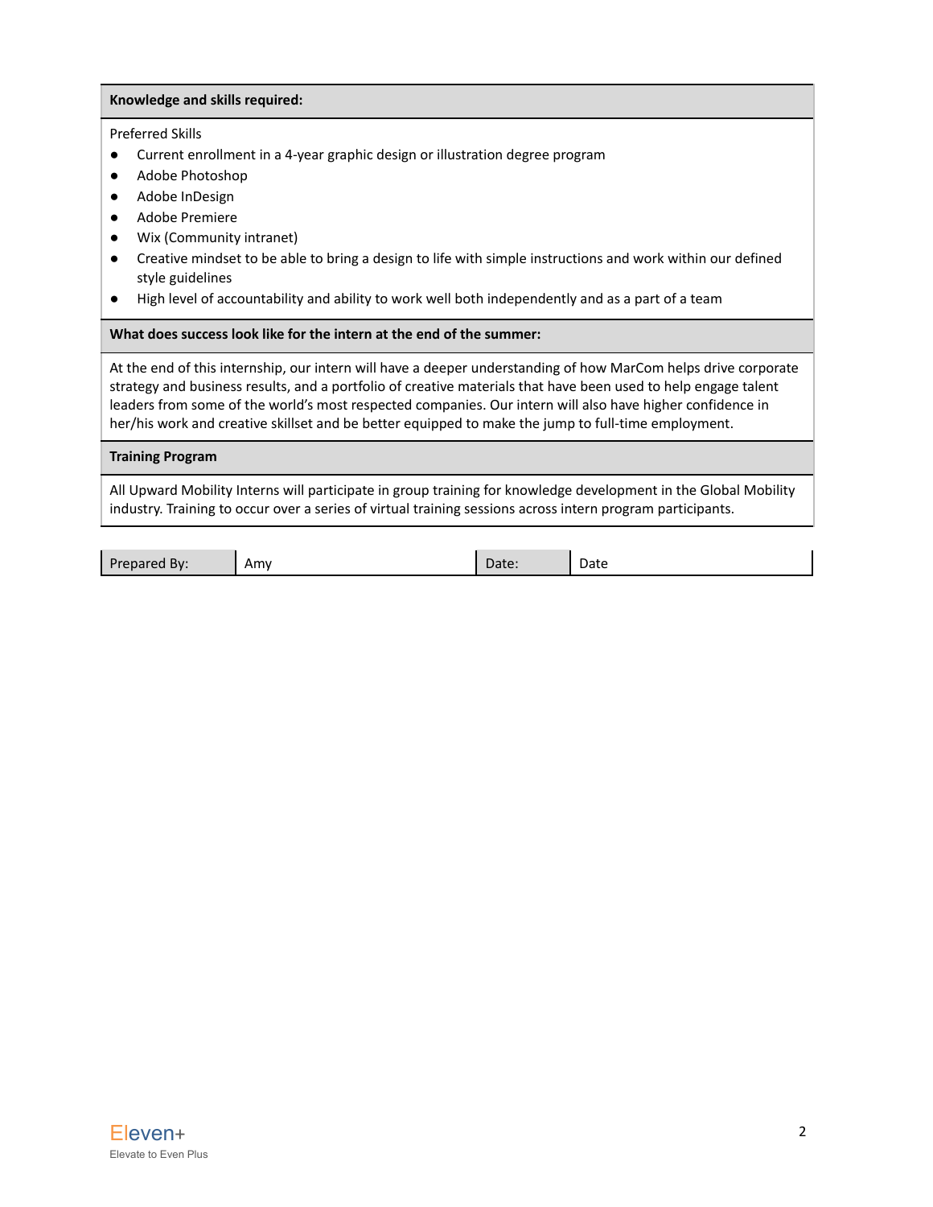| Knowledge and skills required: |
| --- |
| Preferred Skills<br>● Current enrollment in a 4-year graphic design or illustration degree program<br>● Adobe Photoshop<br>● Adobe InDesign<br>● Adobe Premiere<br>● Wix (Community intranet)<br>● Creative mindset to be able to bring a design to life with simple instructions and work within our defined style guidelines<br>● High level of accountability and ability to work well both independently and as a part of a team |
| **What does success look like for the intern at the end of the summer:** |
| At the end of this internship, our intern will have a deeper understanding of how MarCom helps drive corporate strategy and business results, and a portfolio of creative materials that have been used to help engage talent leaders from some of the world's most respected companies. Our intern will also have higher confidence in her/his work and creative skillset and be better equipped to make the jump to full-time employment. |
| **Training Program** |
| All Upward Mobility Interns will participate in group training for knowledge development in the Global Mobility industry. Training to occur over a series of virtual training sessions across intern program participants. |

| | | | |
| --- | --- | --- | --- |
| Prepared By: | Amy | Date: | Date |